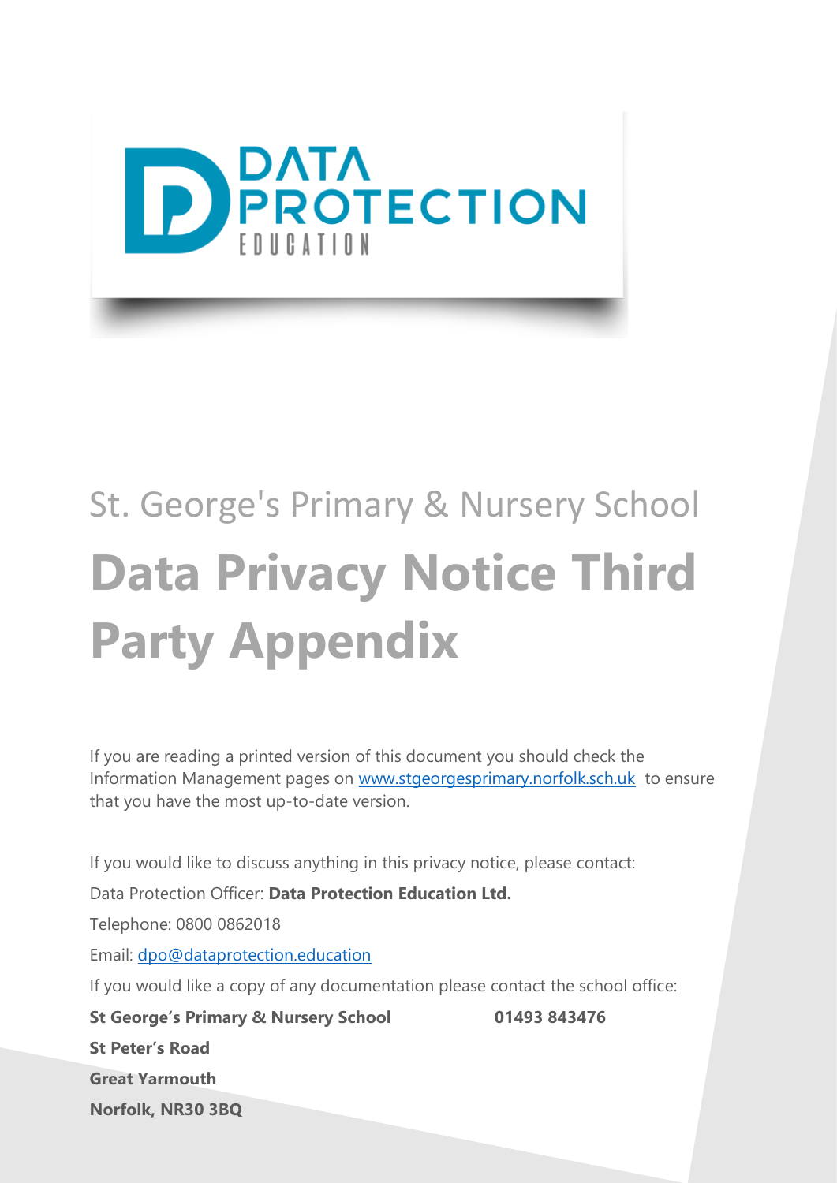St. George's Primary & Nursery School

# Data Privacy Notice Third Party Appendix

If you are reading a printed version of this document you should check the Information Management pages on [www.stgeorgesprimary.norfolk.sch.uk](http://www.stgeorgesprimary.norfolk.sch.uk) to ensure that you have the most up-to-date version.

If you would like to discuss anything in this privacy notice, please contact:

Data Protection Officer: **Data Protection Education Ltd.**

Telephone: 0800 0862018

Email: [dpo@dataprotection.education](mailto:dpo@dataprotection.education)

If you would like a copy of any documentation please contact the school office:

**St George's Primary & Nursery School** **01493 843476**

**St Peter's Road**

**Great Yarmouth**

**Norfolk, NR30 3BQ**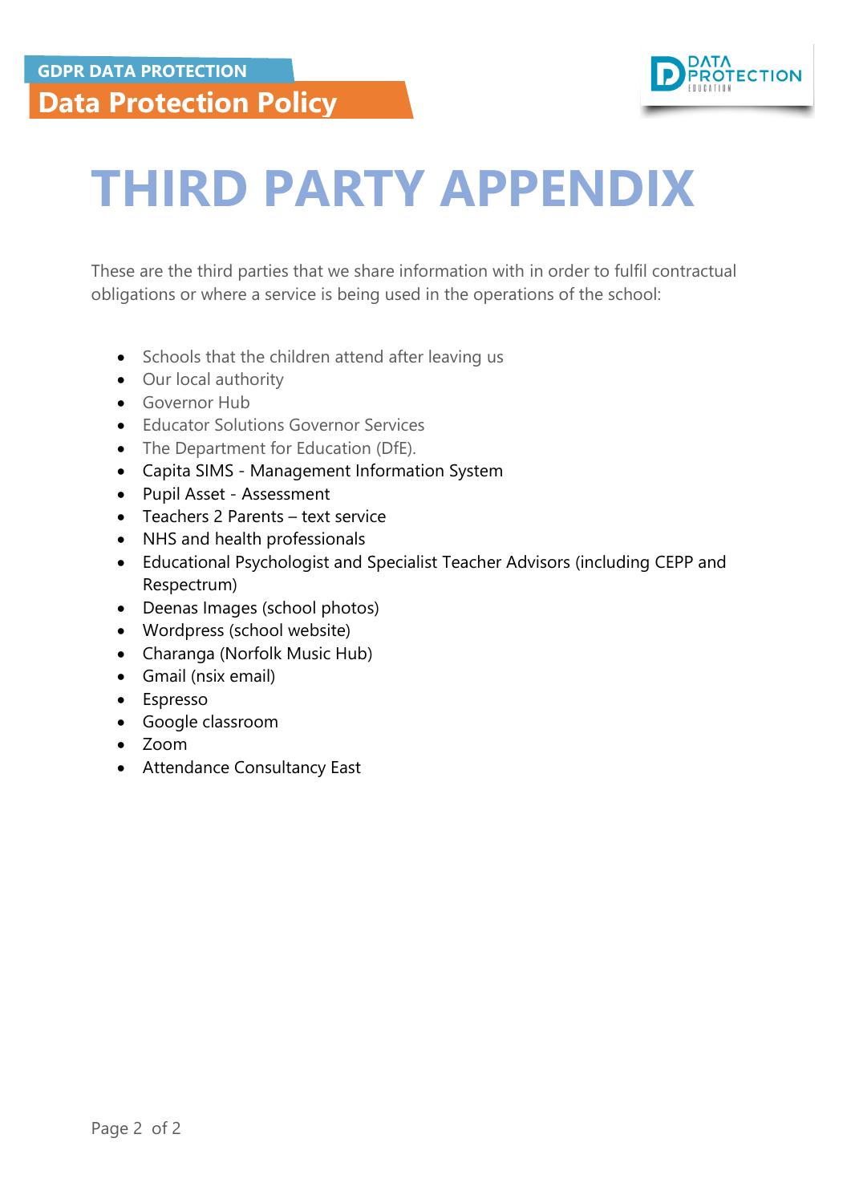# THIRD PARTY APPENDIX

These are the third parties that we share information with in order to fulfil contractual obligations or where a service is being used in the operations of the school:

- Schools that the children attend after leaving us
- Our local authority
- Governor Hub
- Educator Solutions Governor Services
- The Department for Education (DfE).
- Capita SIMS - Management Information System
- Pupil Asset - Assessment
- Teachers 2 Parents – text service
- NHS and health professionals
- Educational Psychologist and Specialist Teacher Advisors (including CEPP and Respectrum)
- Deenas Images (school photos)
- Wordpress (school website)
- Charanga (Norfolk Music Hub)
- Gmail (nsix email)
- Espresso
- Google classroom
- Zoom
- Attendance Consultancy East